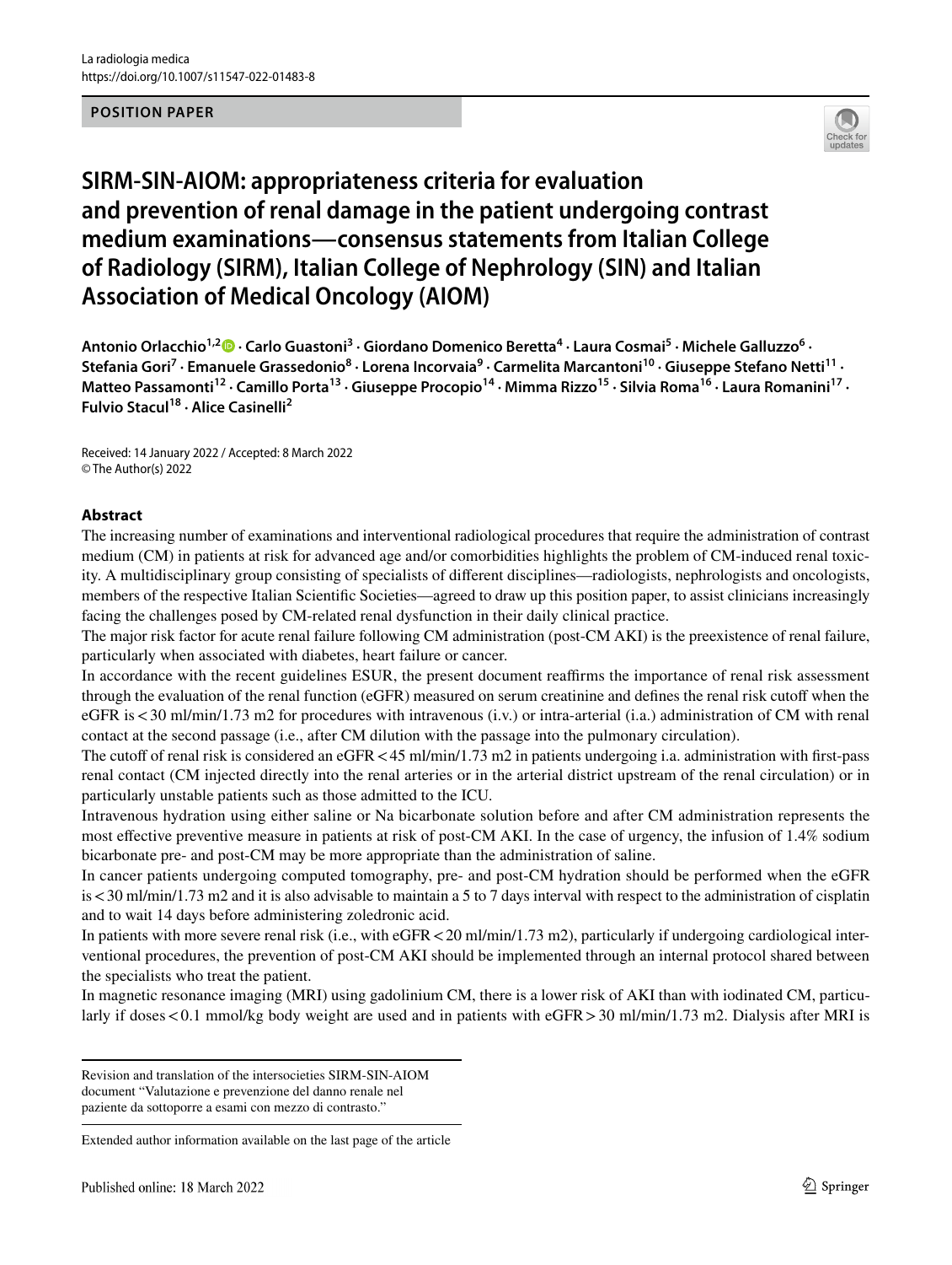La radiologia medica
https://doi.org/10.1007/s11547-022-01483-8

**POSITION PAPER**

# SIRM-SIN-AIOM: appropriateness criteria for evaluation and prevention of renal damage in the patient undergoing contrast medium examinations—consensus statements from Italian College of Radiology (SIRM), Italian College of Nephrology (SIN) and Italian Association of Medical Oncology (AIOM)

**Antonio Orlacchio[1,2] · Carlo Guastoni[3] · Giordano Domenico Beretta[4] · Laura Cosmai[5] · Michele Galluzzo[6] · Stefania Gori[7] · Emanuele Grassedonio[8] · Lorena Incorvaia[9] · Carmelita Marcantoni[10] · Giuseppe Stefano Netti[11] · Matteo Passamonti[12] · Camillo Porta[13] · Giuseppe Procopio[14] · Mimma Rizzo[15] · Silvia Roma[16] · Laura Romanini[17] · Fulvio Stacul[18] · Alice Casinelli[2]**

Received: 14 January 2022 / Accepted: 8 March 2022
© The Author(s) 2022

## Abstract

The increasing number of examinations and interventional radiological procedures that require the administration of contrast medium (CM) in patients at risk for advanced age and/or comorbidities highlights the problem of CM-induced renal toxicity. A multidisciplinary group consisting of specialists of different disciplines—radiologists, nephrologists and oncologists, members of the respective Italian Scientific Societies—agreed to draw up this position paper, to assist clinicians increasingly facing the challenges posed by CM-related renal dysfunction in their daily clinical practice.

The major risk factor for acute renal failure following CM administration (post-CM AKI) is the preexistence of renal failure, particularly when associated with diabetes, heart failure or cancer.

In accordance with the recent guidelines ESUR, the present document reaffirms the importance of renal risk assessment through the evaluation of the renal function (eGFR) measured on serum creatinine and defines the renal risk cutoff when the eGFR is < 30 ml/min/1.73 m2 for procedures with intravenous (i.v.) or intra-arterial (i.a.) administration of CM with renal contact at the second passage (i.e., after CM dilution with the passage into the pulmonary circulation).

The cutoff of renal risk is considered an eGFR < 45 ml/min/1.73 m2 in patients undergoing i.a. administration with first-pass renal contact (CM injected directly into the renal arteries or in the arterial district upstream of the renal circulation) or in particularly unstable patients such as those admitted to the ICU.

Intravenous hydration using either saline or Na bicarbonate solution before and after CM administration represents the most effective preventive measure in patients at risk of post-CM AKI. In the case of urgency, the infusion of 1.4% sodium bicarbonate pre- and post-CM may be more appropriate than the administration of saline.

In cancer patients undergoing computed tomography, pre- and post-CM hydration should be performed when the eGFR is < 30 ml/min/1.73 m2 and it is also advisable to maintain a 5 to 7 days interval with respect to the administration of cisplatin and to wait 14 days before administering zoledronic acid.

In patients with more severe renal risk (i.e., with eGFR < 20 ml/min/1.73 m2), particularly if undergoing cardiological interventional procedures, the prevention of post-CM AKI should be implemented through an internal protocol shared between the specialists who treat the patient.

In magnetic resonance imaging (MRI) using gadolinium CM, there is a lower risk of AKI than with iodinated CM, particularly if doses < 0.1 mmol/kg body weight are used and in patients with eGFR > 30 ml/min/1.73 m2. Dialysis after MRI is

---

Revision and translation of the intersocieties SIRM-SIN-AIOM document "Valutazione e prevenzione del danno renale nel paziente da sottoporre a esami con mezzo di contrasto."

Extended author information available on the last page of the article

Published online: 18 March 2022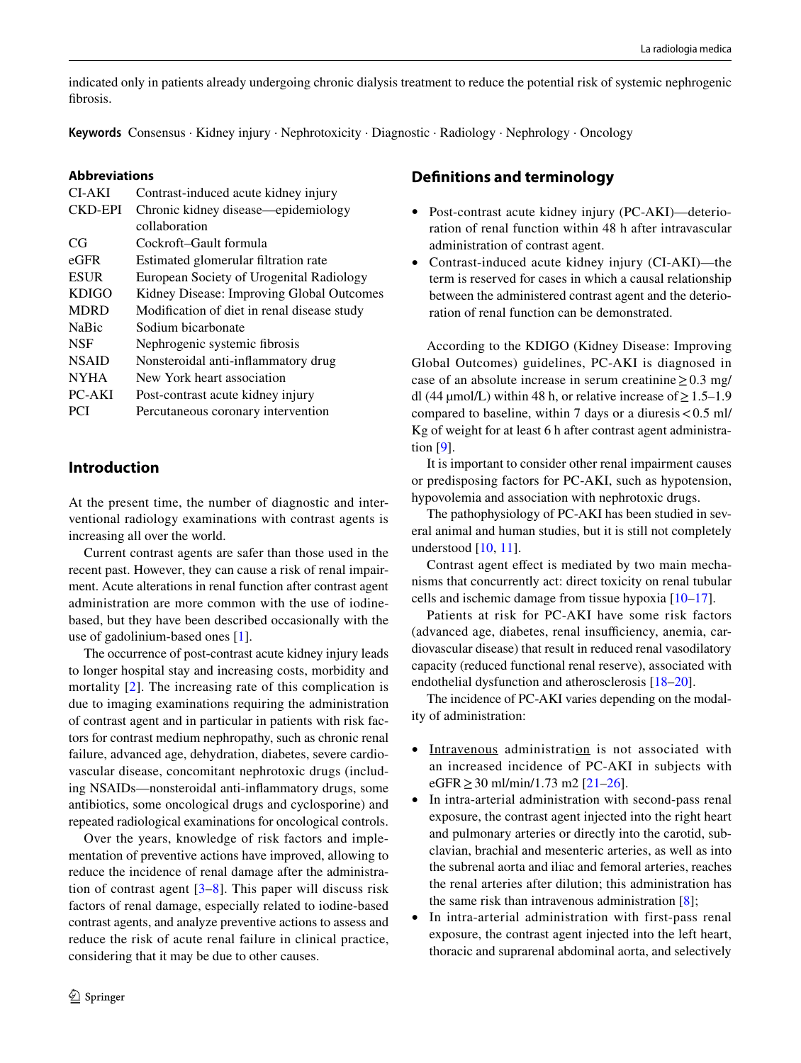indicated only in patients already undergoing chronic dialysis treatment to reduce the potential risk of systemic nephrogenic fibrosis.

**Keywords** Consensus · Kidney injury · Nephrotoxicity · Diagnostic · Radiology · Nephrology · Oncology

### Abbreviations

| | |
|---|---|
| CI-AKI | Contrast-induced acute kidney injury |
| CKD-EPI | Chronic kidney disease—epidemiology collaboration |
| CG | Cockroft–Gault formula |
| eGFR | Estimated glomerular filtration rate |
| ESUR | European Society of Urogenital Radiology |
| KDIGO | Kidney Disease: Improving Global Outcomes |
| MDRD | Modification of diet in renal disease study |
| NaBic | Sodium bicarbonate |
| NSF | Nephrogenic systemic fibrosis |
| NSAID | Nonsteroidal anti-inflammatory drug |
| NYHA | New York heart association |
| PC-AKI | Post-contrast acute kidney injury |
| PCI | Percutaneous coronary intervention |

## Introduction

At the present time, the number of diagnostic and interventional radiology examinations with contrast agents is increasing all over the world.

Current contrast agents are safer than those used in the recent past. However, they can cause a risk of renal impairment. Acute alterations in renal function after contrast agent administration are more common with the use of iodine-based, but they have been described occasionally with the use of gadolinium-based ones [1].

The occurrence of post-contrast acute kidney injury leads to longer hospital stay and increasing costs, morbidity and mortality [2]. The increasing rate of this complication is due to imaging examinations requiring the administration of contrast agent and in particular in patients with risk factors for contrast medium nephropathy, such as chronic renal failure, advanced age, dehydration, diabetes, severe cardiovascular disease, concomitant nephrotoxic drugs (including NSAIDs—nonsteroidal anti-inflammatory drugs, some antibiotics, some oncological drugs and cyclosporine) and repeated radiological examinations for oncological controls.

Over the years, knowledge of risk factors and implementation of preventive actions have improved, allowing to reduce the incidence of renal damage after the administration of contrast agent [3–8]. This paper will discuss risk factors of renal damage, especially related to iodine-based contrast agents, and analyze preventive actions to assess and reduce the risk of acute renal failure in clinical practice, considering that it may be due to other causes.

## Definitions and terminology

- Post-contrast acute kidney injury (PC-AKI)—deterioration of renal function within 48 h after intravascular administration of contrast agent.
- Contrast-induced acute kidney injury (CI-AKI)—the term is reserved for cases in which a causal relationship between the administered contrast agent and the deterioration of renal function can be demonstrated.

According to the KDIGO (Kidney Disease: Improving Global Outcomes) guidelines, PC-AKI is diagnosed in case of an absolute increase in serum creatinine ≥ 0.3 mg/dl (44 μmol/L) within 48 h, or relative increase of ≥ 1.5–1.9 compared to baseline, within 7 days or a diuresis < 0.5 ml/Kg of weight for at least 6 h after contrast agent administration [9].

It is important to consider other renal impairment causes or predisposing factors for PC-AKI, such as hypotension, hypovolemia and association with nephrotoxic drugs.

The pathophysiology of PC-AKI has been studied in several animal and human studies, but it is still not completely understood [10, 11].

Contrast agent effect is mediated by two main mechanisms that concurrently act: direct toxicity on renal tubular cells and ischemic damage from tissue hypoxia [10–17].

Patients at risk for PC-AKI have some risk factors (advanced age, diabetes, renal insufficiency, anemia, cardiovascular disease) that result in reduced renal vasodilatory capacity (reduced functional renal reserve), associated with endothelial dysfunction and atherosclerosis [18–20].

The incidence of PC-AKI varies depending on the modality of administration:

- Intravenous administration is not associated with an increased incidence of PC-AKI in subjects with eGFR ≥ 30 ml/min/1.73 m2 [21–26].
- In intra-arterial administration with second-pass renal exposure, the contrast agent injected into the right heart and pulmonary arteries or directly into the carotid, subclavian, brachial and mesenteric arteries, as well as into the subrenal aorta and iliac and femoral arteries, reaches the renal arteries after dilution; this administration has the same risk than intravenous administration [8];
- In intra-arterial administration with first-pass renal exposure, the contrast agent injected into the left heart, thoracic and suprarenal abdominal aorta, and selectively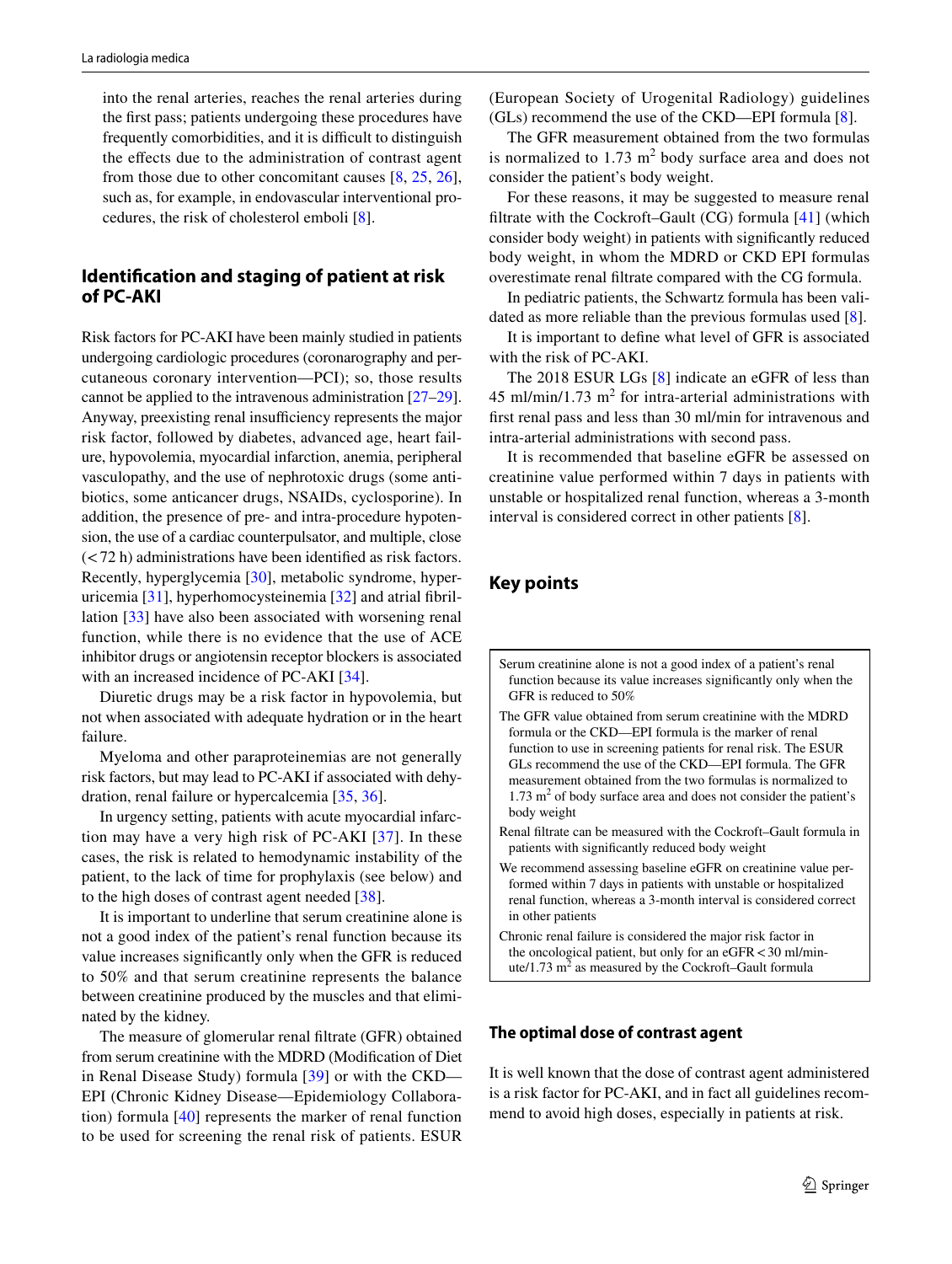into the renal arteries, reaches the renal arteries during the first pass; patients undergoing these procedures have frequently comorbidities, and it is difficult to distinguish the effects due to the administration of contrast agent from those due to other concomitant causes [8, 25, 26], such as, for example, in endovascular interventional procedures, the risk of cholesterol emboli [8].

## Identification and staging of patient at risk of PC-AKI

Risk factors for PC-AKI have been mainly studied in patients undergoing cardiologic procedures (coronarography and percutaneous coronary intervention—PCI); so, those results cannot be applied to the intravenous administration [27–29]. Anyway, preexisting renal insufficiency represents the major risk factor, followed by diabetes, advanced age, heart failure, hypovolemia, myocardial infarction, anemia, peripheral vasculopathy, and the use of nephrotoxic drugs (some antibiotics, some anticancer drugs, NSAIDs, cyclosporine). In addition, the presence of pre- and intra-procedure hypotension, the use of a cardiac counterpulsator, and multiple, close (< 72 h) administrations have been identified as risk factors. Recently, hyperglycemia [30], metabolic syndrome, hyperuricemia [31], hyperhomocysteinemia [32] and atrial fibrillation [33] have also been associated with worsening renal function, while there is no evidence that the use of ACE inhibitor drugs or angiotensin receptor blockers is associated with an increased incidence of PC-AKI [34].

Diuretic drugs may be a risk factor in hypovolemia, but not when associated with adequate hydration or in the heart failure.

Myeloma and other paraproteinemias are not generally risk factors, but may lead to PC-AKI if associated with dehydration, renal failure or hypercalcemia [35, 36].

In urgency setting, patients with acute myocardial infarction may have a very high risk of PC-AKI [37]. In these cases, the risk is related to hemodynamic instability of the patient, to the lack of time for prophylaxis (see below) and to the high doses of contrast agent needed [38].

It is important to underline that serum creatinine alone is not a good index of the patient's renal function because its value increases significantly only when the GFR is reduced to 50% and that serum creatinine represents the balance between creatinine produced by the muscles and that eliminated by the kidney.

The measure of glomerular renal filtrate (GFR) obtained from serum creatinine with the MDRD (Modification of Diet in Renal Disease Study) formula [39] or with the CKD—EPI (Chronic Kidney Disease—Epidemiology Collaboration) formula [40] represents the marker of renal function to be used for screening the renal risk of patients. ESUR (European Society of Urogenital Radiology) guidelines (GLs) recommend the use of the CKD—EPI formula [8].

The GFR measurement obtained from the two formulas is normalized to 1.73 $m^2$ body surface area and does not consider the patient's body weight.

For these reasons, it may be suggested to measure renal filtrate with the Cockroft–Gault (CG) formula [41] (which consider body weight) in patients with significantly reduced body weight, in whom the MDRD or CKD EPI formulas overestimate renal filtrate compared with the CG formula.

In pediatric patients, the Schwartz formula has been validated as more reliable than the previous formulas used [8].

It is important to define what level of GFR is associated with the risk of PC-AKI.

The 2018 ESUR LGs [8] indicate an eGFR of less than 45 ml/min/1.73 $m^2$ for intra-arterial administrations with first renal pass and less than 30 ml/min for intravenous and intra-arterial administrations with second pass.

It is recommended that baseline eGFR be assessed on creatinine value performed within 7 days in patients with unstable or hospitalized renal function, whereas a 3-month interval is considered correct in other patients [8].

## Key points

- Serum creatinine alone is not a good index of a patient's renal function because its value increases significantly only when the GFR is reduced to 50%
- The GFR value obtained from serum creatinine with the MDRD formula or the CKD—EPI formula is the marker of renal function to use in screening patients for renal risk. The ESUR GLs recommend the use of the CKD—EPI formula. The GFR measurement obtained from the two formulas is normalized to 1.73 $m^2$ of body surface area and does not consider the patient's body weight
- Renal filtrate can be measured with the Cockroft–Gault formula in patients with significantly reduced body weight
- We recommend assessing baseline eGFR on creatinine value performed within 7 days in patients with unstable or hospitalized renal function, whereas a 3-month interval is considered correct in other patients
- Chronic renal failure is considered the major risk factor in the oncological patient, but only for an eGFR < 30 ml/minute/1.73 $m^2$ as measured by the Cockroft–Gault formula

### The optimal dose of contrast agent

It is well known that the dose of contrast agent administered is a risk factor for PC-AKI, and in fact all guidelines recommend to avoid high doses, especially in patients at risk.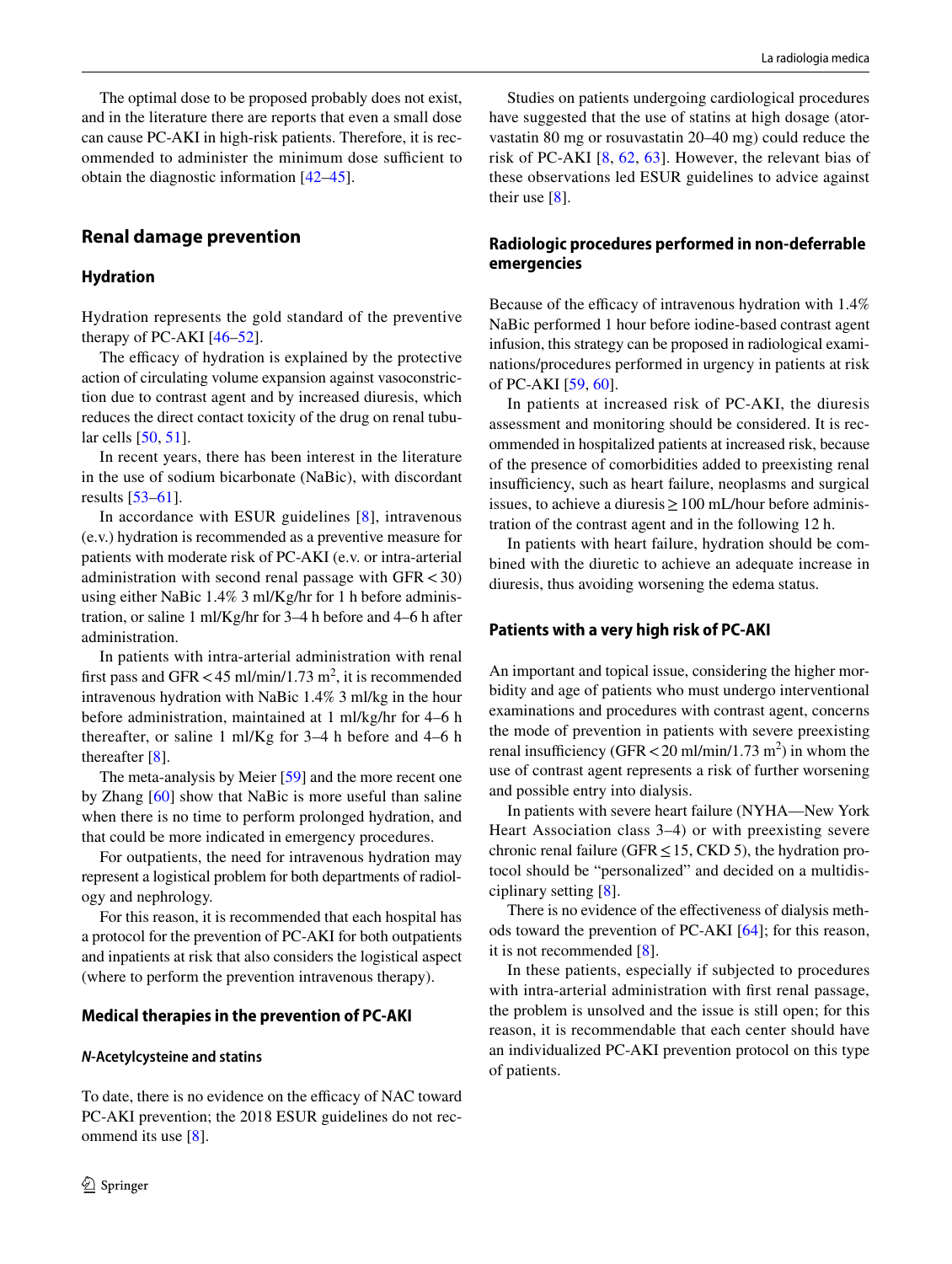The optimal dose to be proposed probably does not exist, and in the literature there are reports that even a small dose can cause PC-AKI in high-risk patients. Therefore, it is recommended to administer the minimum dose sufficient to obtain the diagnostic information [42–45].

## Renal damage prevention

### Hydration

Hydration represents the gold standard of the preventive therapy of PC-AKI [46–52].

The efficacy of hydration is explained by the protective action of circulating volume expansion against vasoconstriction due to contrast agent and by increased diuresis, which reduces the direct contact toxicity of the drug on renal tubular cells [50, 51].

In recent years, there has been interest in the literature in the use of sodium bicarbonate (NaBic), with discordant results [53–61].

In accordance with ESUR guidelines [8], intravenous (e.v.) hydration is recommended as a preventive measure for patients with moderate risk of PC-AKI (e.v. or intra-arterial administration with second renal passage with GFR < 30) using either NaBic 1.4% 3 ml/Kg/hr for 1 h before administration, or saline 1 ml/Kg/hr for 3–4 h before and 4–6 h after administration.

In patients with intra-arterial administration with renal first pass and GFR < 45 ml/min/1.73 $m^2$, it is recommended intravenous hydration with NaBic 1.4% 3 ml/kg in the hour before administration, maintained at 1 ml/kg/hr for 4–6 h thereafter, or saline 1 ml/Kg for 3–4 h before and 4–6 h thereafter [8].

The meta-analysis by Meier [59] and the more recent one by Zhang [60] show that NaBic is more useful than saline when there is no time to perform prolonged hydration, and that could be more indicated in emergency procedures.

For outpatients, the need for intravenous hydration may represent a logistical problem for both departments of radiology and nephrology.

For this reason, it is recommended that each hospital has a protocol for the prevention of PC-AKI for both outpatients and inpatients at risk that also considers the logistical aspect (where to perform the prevention intravenous therapy).

### Medical therapies in the prevention of PC-AKI

#### *N*-Acetylcysteine and statins

To date, there is no evidence on the efficacy of NAC toward PC-AKI prevention; the 2018 ESUR guidelines do not recommend its use [8].

Studies on patients undergoing cardiological procedures have suggested that the use of statins at high dosage (atorvastatin 80 mg or rosuvastatin 20–40 mg) could reduce the risk of PC-AKI [8, 62, 63]. However, the relevant bias of these observations led ESUR guidelines to advice against their use [8].

### Radiologic procedures performed in non-deferrable emergencies

Because of the efficacy of intravenous hydration with 1.4% NaBic performed 1 hour before iodine-based contrast agent infusion, this strategy can be proposed in radiological examinations/procedures performed in urgency in patients at risk of PC-AKI [59, 60].

In patients at increased risk of PC-AKI, the diuresis assessment and monitoring should be considered. It is recommended in hospitalized patients at increased risk, because of the presence of comorbidities added to preexisting renal insufficiency, such as heart failure, neoplasms and surgical issues, to achieve a diuresis ≥ 100 mL/hour before administration of the contrast agent and in the following 12 h.

In patients with heart failure, hydration should be combined with the diuretic to achieve an adequate increase in diuresis, thus avoiding worsening the edema status.

### Patients with a very high risk of PC-AKI

An important and topical issue, considering the higher morbidity and age of patients who must undergo interventional examinations and procedures with contrast agent, concerns the mode of prevention in patients with severe preexisting renal insufficiency (GFR < 20 ml/min/1.73 $m^2$) in whom the use of contrast agent represents a risk of further worsening and possible entry into dialysis.

In patients with severe heart failure (NYHA—New York Heart Association class 3–4) or with preexisting severe chronic renal failure (GFR ≤ 15, CKD 5), the hydration protocol should be "personalized" and decided on a multidisciplinary setting [8].

There is no evidence of the effectiveness of dialysis methods toward the prevention of PC-AKI [64]; for this reason, it is not recommended [8].

In these patients, especially if subjected to procedures with intra-arterial administration with first renal passage, the problem is unsolved and the issue is still open; for this reason, it is recommendable that each center should have an individualized PC-AKI prevention protocol on this type of patients.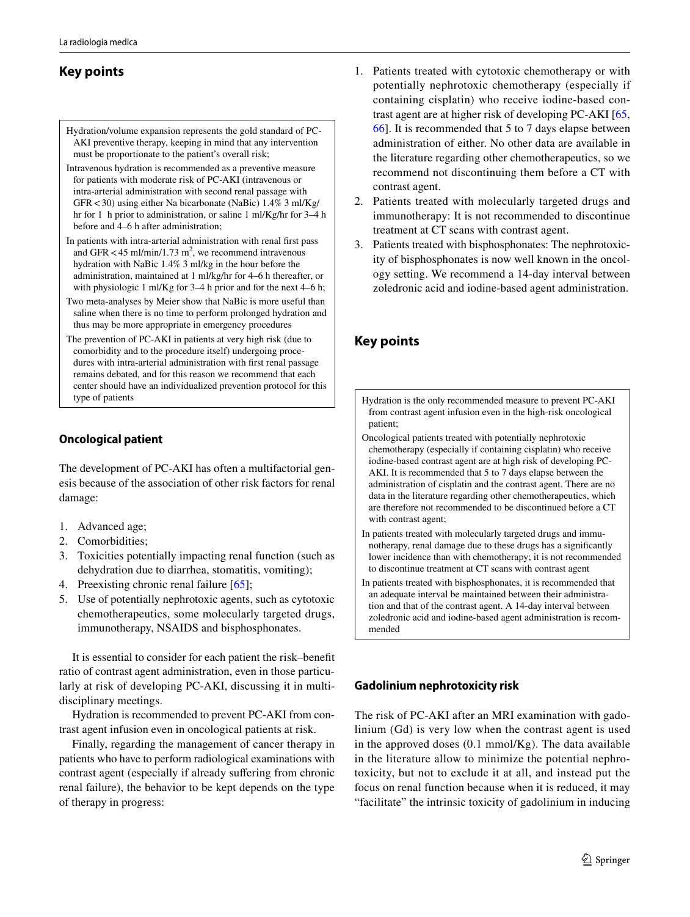## Key points

Hydration/volume expansion represents the gold standard of PC-AKI preventive therapy, keeping in mind that any intervention must be proportionate to the patient's overall risk;

Intravenous hydration is recommended as a preventive measure for patients with moderate risk of PC-AKI (intravenous or intra-arterial administration with second renal passage with GFR < 30) using either Na bicarbonate (NaBic) 1.4% 3 ml/Kg/hr for 1 h prior to administration, or saline 1 ml/Kg/hr for 3–4 h before and 4–6 h after administration;

In patients with intra-arterial administration with renal first pass and GFR < 45 ml/min/1.73 $m^2$, we recommend intravenous hydration with NaBic 1.4% 3 ml/kg in the hour before the administration, maintained at 1 ml/kg/hr for 4–6 h thereafter, or with physiologic 1 ml/Kg for 3–4 h prior and for the next 4–6 h;

Two meta-analyses by Meier show that NaBic is more useful than saline when there is no time to perform prolonged hydration and thus may be more appropriate in emergency procedures

The prevention of PC-AKI in patients at very high risk (due to comorbidity and to the procedure itself) undergoing procedures with intra-arterial administration with first renal passage remains debated, and for this reason we recommend that each center should have an individualized prevention protocol for this type of patients

### Oncological patient

The development of PC-AKI has often a multifactorial genesis because of the association of other risk factors for renal damage:

1. Advanced age;
2. Comorbidities;
3. Toxicities potentially impacting renal function (such as dehydration due to diarrhea, stomatitis, vomiting);
4. Preexisting chronic renal failure [65];
5. Use of potentially nephrotoxic agents, such as cytotoxic chemotherapeutics, some molecularly targeted drugs, immunotherapy, NSAIDS and bisphosphonates.

It is essential to consider for each patient the risk–benefit ratio of contrast agent administration, even in those particularly at risk of developing PC-AKI, discussing it in multidisciplinary meetings.

Hydration is recommended to prevent PC-AKI from contrast agent infusion even in oncological patients at risk.

Finally, regarding the management of cancer therapy in patients who have to perform radiological examinations with contrast agent (especially if already suffering from chronic renal failure), the behavior to be kept depends on the type of therapy in progress:

1. Patients treated with cytotoxic chemotherapy or with potentially nephrotoxic chemotherapy (especially if containing cisplatin) who receive iodine-based contrast agent are at higher risk of developing PC-AKI [65, 66]. It is recommended that 5 to 7 days elapse between administration of either. No other data are available in the literature regarding other chemotherapeutics, so we recommend not discontinuing them before a CT with contrast agent.
2. Patients treated with molecularly targeted drugs and immunotherapy: It is not recommended to discontinue treatment at CT scans with contrast agent.
3. Patients treated with bisphosphonates: The nephrotoxicity of bisphosphonates is now well known in the oncology setting. We recommend a 14-day interval between zoledronic acid and iodine-based agent administration.

## Key points

Hydration is the only recommended measure to prevent PC-AKI from contrast agent infusion even in the high-risk oncological patient;

Oncological patients treated with potentially nephrotoxic chemotherapy (especially if containing cisplatin) who receive iodine-based contrast agent are at high risk of developing PC-AKI. It is recommended that 5 to 7 days elapse between the administration of cisplatin and the contrast agent. There are no data in the literature regarding other chemotherapeutics, which are therefore not recommended to be discontinued before a CT with contrast agent;

In patients treated with molecularly targeted drugs and immunotherapy, renal damage due to these drugs has a significantly lower incidence than with chemotherapy; it is not recommended to discontinue treatment at CT scans with contrast agent

In patients treated with bisphosphonates, it is recommended that an adequate interval be maintained between their administration and that of the contrast agent. A 14-day interval between zoledronic acid and iodine-based agent administration is recommended

### Gadolinium nephrotoxicity risk

The risk of PC-AKI after an MRI examination with gadolinium (Gd) is very low when the contrast agent is used in the approved doses (0.1 mmol/Kg). The data available in the literature allow to minimize the potential nephrotoxicity, but not to exclude it at all, and instead put the focus on renal function because when it is reduced, it may "facilitate" the intrinsic toxicity of gadolinium in inducing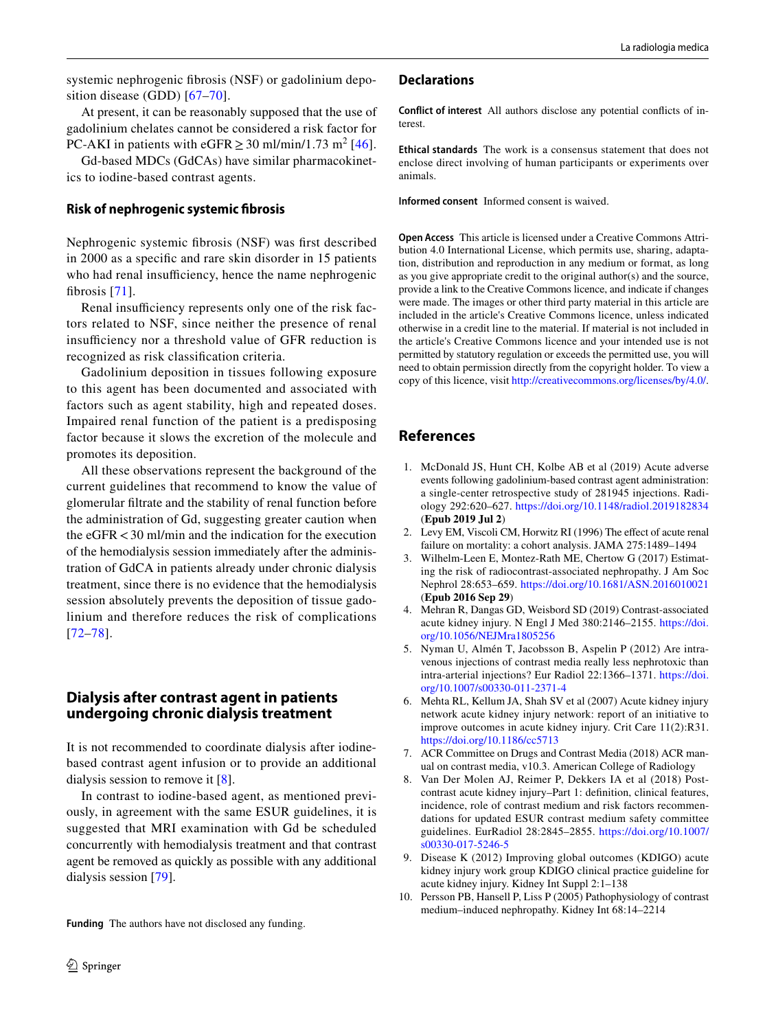systemic nephrogenic fibrosis (NSF) or gadolinium deposition disease (GDD) [67–70].

At present, it can be reasonably supposed that the use of gadolinium chelates cannot be considered a risk factor for PC-AKI in patients with eGFR ≥ 30 ml/min/1.73 $m^2$ [46].

Gd-based MDCs (GdCAs) have similar pharmacokinetics to iodine-based contrast agents.

### Risk of nephrogenic systemic fibrosis

Nephrogenic systemic fibrosis (NSF) was first described in 2000 as a specific and rare skin disorder in 15 patients who had renal insufficiency, hence the name nephrogenic fibrosis [71].

Renal insufficiency represents only one of the risk factors related to NSF, since neither the presence of renal insufficiency nor a threshold value of GFR reduction is recognized as risk classification criteria.

Gadolinium deposition in tissues following exposure to this agent has been documented and associated with factors such as agent stability, high and repeated doses. Impaired renal function of the patient is a predisposing factor because it slows the excretion of the molecule and promotes its deposition.

All these observations represent the background of the current guidelines that recommend to know the value of glomerular filtrate and the stability of renal function before the administration of Gd, suggesting greater caution when the eGFR < 30 ml/min and the indication for the execution of the hemodialysis session immediately after the administration of GdCA in patients already under chronic dialysis treatment, since there is no evidence that the hemodialysis session absolutely prevents the deposition of tissue gadolinium and therefore reduces the risk of complications [72–78].

## Dialysis after contrast agent in patients undergoing chronic dialysis treatment

It is not recommended to coordinate dialysis after iodine-based contrast agent infusion or to provide an additional dialysis session to remove it [8].

In contrast to iodine-based agent, as mentioned previously, in agreement with the same ESUR guidelines, it is suggested that MRI examination with Gd be scheduled concurrently with hemodialysis treatment and that contrast agent be removed as quickly as possible with any additional dialysis session [79].

**Funding** The authors have not disclosed any funding.

## Declarations

**Conflict of interest** All authors disclose any potential conflicts of interest.

**Ethical standards** The work is a consensus statement that does not enclose direct involving of human participants or experiments over animals.

**Informed consent** Informed consent is waived.

**Open Access** This article is licensed under a Creative Commons Attribution 4.0 International License, which permits use, sharing, adaptation, distribution and reproduction in any medium or format, as long as you give appropriate credit to the original author(s) and the source, provide a link to the Creative Commons licence, and indicate if changes were made. The images or other third party material in this article are included in the article's Creative Commons licence, unless indicated otherwise in a credit line to the material. If material is not included in the article's Creative Commons licence and your intended use is not permitted by statutory regulation or exceeds the permitted use, you will need to obtain permission directly from the copyright holder. To view a copy of this licence, visit http://creativecommons.org/licenses/by/4.0/.

## References

1. McDonald JS, Hunt CH, Kolbe AB et al (2019) Acute adverse events following gadolinium-based contrast agent administration: a single-center retrospective study of 281945 injections. Radiology 292:620–627. https://doi.org/10.1148/radiol.2019182834 (**Epub 2019 Jul 2**)
2. Levy EM, Viscoli CM, Horwitz RI (1996) The effect of acute renal failure on mortality: a cohort analysis. JAMA 275:1489–1494
3. Wilhelm-Leen E, Montez-Rath ME, Chertow G (2017) Estimating the risk of radiocontrast-associated nephropathy. J Am Soc Nephrol 28:653–659. https://doi.org/10.1681/ASN.2016010021 (**Epub 2016 Sep 29**)
4. Mehran R, Dangas GD, Weisbord SD (2019) Contrast-associated acute kidney injury. N Engl J Med 380:2146–2155. https://doi.org/10.1056/NEJMra1805256
5. Nyman U, Almén T, Jacobsson B, Aspelin P (2012) Are intravenous injections of contrast media really less nephrotoxic than intra-arterial injections? Eur Radiol 22:1366–1371. https://doi.org/10.1007/s00330-011-2371-4
6. Mehta RL, Kellum JA, Shah SV et al (2007) Acute kidney injury network acute kidney injury network: report of an initiative to improve outcomes in acute kidney injury. Crit Care 11(2):R31. https://doi.org/10.1186/cc5713
7. ACR Committee on Drugs and Contrast Media (2018) ACR manual on contrast media, v10.3. American College of Radiology
8. Van Der Molen AJ, Reimer P, Dekkers IA et al (2018) Post-contrast acute kidney injury–Part 1: definition, clinical features, incidence, role of contrast medium and risk factors recommendations for updated ESUR contrast medium safety committee guidelines. EurRadiol 28:2845–2855. https://doi.org/10.1007/s00330-017-5246-5
9. Disease K (2012) Improving global outcomes (KDIGO) acute kidney injury work group KDIGO clinical practice guideline for acute kidney injury. Kidney Int Suppl 2:1–138
10. Persson PB, Hansell P, Liss P (2005) Pathophysiology of contrast medium–induced nephropathy. Kidney Int 68:14–2214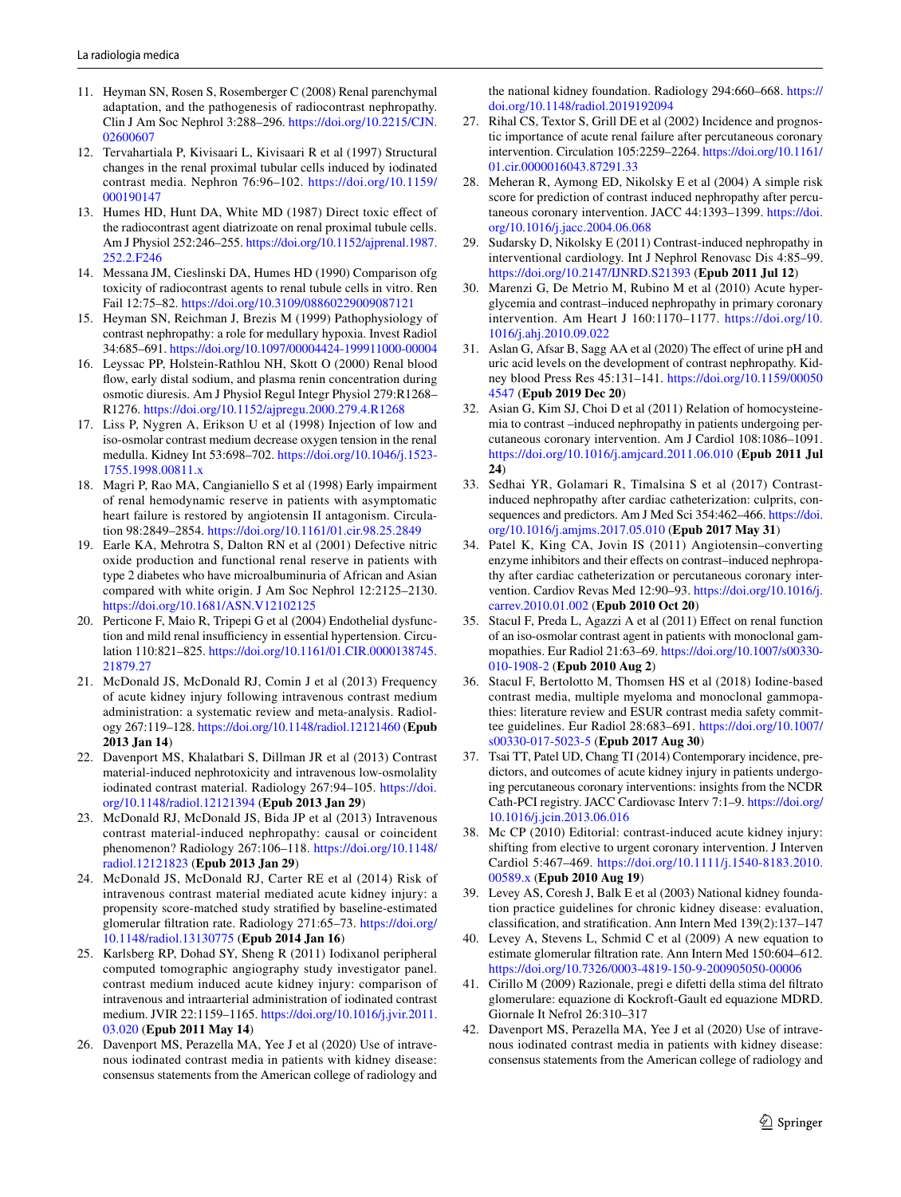11. Heyman SN, Rosen S, Rosemberger C (2008) Renal parenchymal adaptation, and the pathogenesis of radiocontrast nephropathy. Clin J Am Soc Nephrol 3:288–296. https://doi.org/10.2215/CJN.02600607
12. Tervahartiala P, Kivisaari L, Kivisaari R et al (1997) Structural changes in the renal proximal tubular cells induced by iodinated contrast media. Nephron 76:96–102. https://doi.org/10.1159/000190147
13. Humes HD, Hunt DA, White MD (1987) Direct toxic effect of the radiocontrast agent diatrizoate on renal proximal tubule cells. Am J Physiol 252:246–255. https://doi.org/10.1152/ajprenal.1987.252.2.F246
14. Messana JM, Cieslinski DA, Humes HD (1990) Comparison ofg toxicity of radiocontrast agents to renal tubule cells in vitro. Ren Fail 12:75–82. https://doi.org/10.3109/08860229009087121
15. Heyman SN, Reichman J, Brezis M (1999) Pathophysiology of contrast nephropathy: a role for medullary hypoxia. Invest Radiol 34:685–691. https://doi.org/10.1097/00004424-199911000-00004
16. Leyssac PP, Holstein-Rathlou NH, Skott O (2000) Renal blood flow, early distal sodium, and plasma renin concentration during osmotic diuresis. Am J Physiol Regul Integr Physiol 279:R1268–R1276. https://doi.org/10.1152/ajpregu.2000.279.4.R1268
17. Liss P, Nygren A, Erikson U et al (1998) Injection of low and iso-osmolar contrast medium decrease oxygen tension in the renal medulla. Kidney Int 53:698–702. https://doi.org/10.1046/j.1523-1755.1998.00811.x
18. Magri P, Rao MA, Cangianiello S et al (1998) Early impairment of renal hemodynamic reserve in patients with asymptomatic heart failure is restored by angiotensin II antagonism. Circulation 98:2849–2854. https://doi.org/10.1161/01.cir.98.25.2849
19. Earle KA, Mehrotra S, Dalton RN et al (2001) Defective nitric oxide production and functional renal reserve in patients with type 2 diabetes who have microalbuminuria of African and Asian compared with white origin. J Am Soc Nephrol 12:2125–2130. https://doi.org/10.1681/ASN.V12102125
20. Perticone F, Maio R, Tripepi G et al (2004) Endothelial dysfunction and mild renal insufficiency in essential hypertension. Circulation 110:821–825. https://doi.org/10.1161/01.CIR.0000138745.21879.27
21. McDonald JS, McDonald RJ, Comin J et al (2013) Frequency of acute kidney injury following intravenous contrast medium administration: a systematic review and meta-analysis. Radiology 267:119–128. https://doi.org/10.1148/radiol.12121460 (**Epub 2013 Jan 14**)
22. Davenport MS, Khalatbari S, Dillman JR et al (2013) Contrast material-induced nephrotoxicity and intravenous low-osmolality iodinated contrast material. Radiology 267:94–105. https://doi.org/10.1148/radiol.12121394 (**Epub 2013 Jan 29**)
23. McDonald RJ, McDonald JS, Bida JP et al (2013) Intravenous contrast material-induced nephropathy: causal or coincident phenomenon? Radiology 267:106–118. https://doi.org/10.1148/radiol.12121823 (**Epub 2013 Jan 29**)
24. McDonald JS, McDonald RJ, Carter RE et al (2014) Risk of intravenous contrast material mediated acute kidney injury: a propensity score-matched study stratified by baseline-estimated glomerular filtration rate. Radiology 271:65–73. https://doi.org/10.1148/radiol.13130775 (**Epub 2014 Jan 16**)
25. Karlsberg RP, Dohad SY, Sheng R (2011) Iodixanol peripheral computed tomographic angiography study investigator panel. contrast medium induced acute kidney injury: comparison of intravenous and intraarterial administration of iodinated contrast medium. JVIR 22:1159–1165. https://doi.org/10.1016/j.jvir.2011.03.020 (**Epub 2011 May 14**)
26. Davenport MS, Perazella MA, Yee J et al (2020) Use of intravenous iodinated contrast media in patients with kidney disease: consensus statements from the American college of radiology and the national kidney foundation. Radiology 294:660–668. https://doi.org/10.1148/radiol.2019192094
27. Rihal CS, Textor S, Grill DE et al (2002) Incidence and prognostic importance of acute renal failure after percutaneous coronary intervention. Circulation 105:2259–2264. https://doi.org/10.1161/01.cir.0000016043.87291.33
28. Meheran R, Aymong ED, Nikolsky E et al (2004) A simple risk score for prediction of contrast induced nephropathy after percutaneous coronary intervention. JACC 44:1393–1399. https://doi.org/10.1016/j.jacc.2004.06.068
29. Sudarsky D, Nikolsky E (2011) Contrast-induced nephropathy in interventional cardiology. Int J Nephrol Renovasc Dis 4:85–99. https://doi.org/10.2147/IJNRD.S21393 (**Epub 2011 Jul 12**)
30. Marenzi G, De Metrio M, Rubino M et al (2010) Acute hyperglycemia and contrast–induced nephropathy in primary coronary intervention. Am Heart J 160:1170–1177. https://doi.org/10.1016/j.ahj.2010.09.022
31. Aslan G, Afsar B, Sagg AA et al (2020) The effect of urine pH and uric acid levels on the development of contrast nephropathy. Kidney blood Press Res 45:131–141. https://doi.org/10.1159/000504547 (**Epub 2019 Dec 20**)
32. Asian G, Kim SJ, Choi D et al (2011) Relation of homocysteinemia to contrast –induced nephropathy in patients undergoing percutaneous coronary intervention. Am J Cardiol 108:1086–1091. https://doi.org/10.1016/j.amjcard.2011.06.010 (**Epub 2011 Jul 24**)
33. Sedhai YR, Golamari R, Timalsina S et al (2017) Contrast-induced nephropathy after cardiac catheterization: culprits, consequences and predictors. Am J Med Sci 354:462–466. https://doi.org/10.1016/j.amjms.2017.05.010 (**Epub 2017 May 31**)
34. Patel K, King CA, Jovin IS (2011) Angiotensin–converting enzyme inhibitors and their effects on contrast–induced nephropathy after cardiac catheterization or percutaneous coronary intervention. Cardiov Revas Med 12:90–93. https://doi.org/10.1016/j.carrev.2010.01.002 (**Epub 2010 Oct 20**)
35. Stacul F, Preda L, Agazzi A et al (2011) Effect on renal function of an iso-osmolar contrast agent in patients with monoclonal gammopathies. Eur Radiol 21:63–69. https://doi.org/10.1007/s00330-010-1908-2 (**Epub 2010 Aug 2**)
36. Stacul F, Bertolotto M, Thomsen HS et al (2018) Iodine-based contrast media, multiple myeloma and monoclonal gammopathies: literature review and ESUR contrast media safety committee guidelines. Eur Radiol 28:683–691. https://doi.org/10.1007/s00330-017-5023-5 (**Epub 2017 Aug 30**)
37. Tsai TT, Patel UD, Chang TI (2014) Contemporary incidence, predictors, and outcomes of acute kidney injury in patients undergoing percutaneous coronary interventions: insights from the NCDR Cath-PCI registry. JACC Cardiovasc Interv 7:1–9. https://doi.org/10.1016/j.jcin.2013.06.016
38. Mc CP (2010) Editorial: contrast-induced acute kidney injury: shifting from elective to urgent coronary intervention. J Interven Cardiol 5:467–469. https://doi.org/10.1111/j.1540-8183.2010.00589.x (**Epub 2010 Aug 19**)
39. Levey AS, Coresh J, Balk E et al (2003) National kidney foundation practice guidelines for chronic kidney disease: evaluation, classification, and stratification. Ann Intern Med 139(2):137–147
40. Levey A, Stevens L, Schmid C et al (2009) A new equation to estimate glomerular filtration rate. Ann Intern Med 150:604–612. https://doi.org/10.7326/0003-4819-150-9-200905050-00006
41. Cirillo M (2009) Razionale, pregi e difetti della stima del filtrato glomerulare: equazione di Kockroft-Gault ed equazione MDRD. Giornale It Nefrol 26:310–317
42. Davenport MS, Perazella MA, Yee J et al (2020) Use of intravenous iodinated contrast media in patients with kidney disease: consensus statements from the American college of radiology and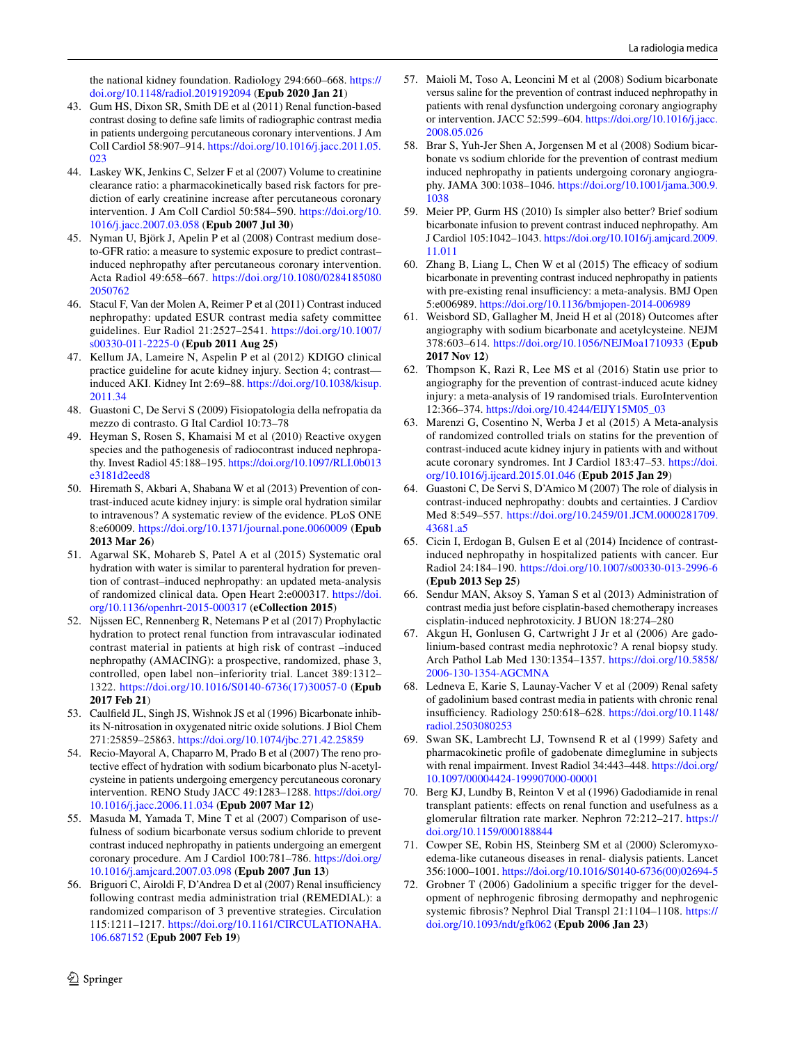the national kidney foundation. Radiology 294:660–668. https://doi.org/10.1148/radiol.2019192094 (**Epub 2020 Jan 21**)

43. Gum HS, Dixon SR, Smith DE et al (2011) Renal function-based contrast dosing to define safe limits of radiographic contrast media in patients undergoing percutaneous coronary interventions. J Am Coll Cardiol 58:907–914. https://doi.org/10.1016/j.jacc.2011.05.023
44. Laskey WK, Jenkins C, Selzer F et al (2007) Volume to creatinine clearance ratio: a pharmacokinetically based risk factors for prediction of early creatinine increase after percutaneous coronary intervention. J Am Coll Cardiol 50:584–590. https://doi.org/10.1016/j.jacc.2007.03.058 (**Epub 2007 Jul 30**)
45. Nyman U, Björk J, Apelin P et al (2008) Contrast medium dose-to-GFR ratio: a measure to systemic exposure to predict contrast–induced nephropathy after percutaneous coronary intervention. Acta Radiol 49:658–667. https://doi.org/10.1080/02841850802050762
46. Stacul F, Van der Molen A, Reimer P et al (2011) Contrast induced nephropathy: updated ESUR contrast media safety committee guidelines. Eur Radiol 21:2527–2541. https://doi.org/10.1007/s00330-011-2225-0 (**Epub 2011 Aug 25**)
47. Kellum JA, Lameire N, Aspelin P et al (2012) KDIGO clinical practice guideline for acute kidney injury. Section 4; contrast—induced AKI. Kidney Int 2:69–88. https://doi.org/10.1038/kisup.2011.34
48. Guastoni C, De Servi S (2009) Fisiopatologia della nefropatia da mezzo di contrasto. G Ital Cardiol 10:73–78
49. Heyman S, Rosen S, Khamaisi M et al (2010) Reactive oxygen species and the pathogenesis of radiocontrast induced nephropathy. Invest Radiol 45:188–195. https://doi.org/10.1097/RLI.0b013e3181d2eed8
50. Hiremath S, Akbari A, Shabana W et al (2013) Prevention of contrast-induced acute kidney injury: is simple oral hydration similar to intravenous? A systematic review of the evidence. PLoS ONE 8:e60009. https://doi.org/10.1371/journal.pone.0060009 (**Epub 2013 Mar 26**)
51. Agarwal SK, Mohareb S, Patel A et al (2015) Systematic oral hydration with water is similar to parenteral hydration for prevention of contrast–induced nephropathy: an updated meta-analysis of randomized clinical data. Open Heart 2:e000317. https://doi.org/10.1136/openhrt-2015-000317 (**eCollection 2015**)
52. Nijssen EC, Rennenberg R, Netemans P et al (2017) Prophylactic hydration to protect renal function from intravascular iodinated contrast material in patients at high risk of contrast –induced nephropathy (AMACING): a prospective, randomized, phase 3, controlled, open label non–inferiority trial. Lancet 389:1312–1322. https://doi.org/10.1016/S0140-6736(17)30057-0 (**Epub 2017 Feb 21**)
53. Caulfield JL, Singh JS, Wishnok JS et al (1996) Bicarbonate inhibits N-nitrosation in oxygenated nitric oxide solutions. J Biol Chem 271:25859–25863. https://doi.org/10.1074/jbc.271.42.25859
54. Recio-Mayoral A, Chaparro M, Prado B et al (2007) The reno protective effect of hydration with sodium bicarbonato plus N-acetylcysteine in patients undergoing emergency percutaneous coronary intervention. RENO Study JACC 49:1283–1288. https://doi.org/10.1016/j.jacc.2006.11.034 (**Epub 2007 Mar 12**)
55. Masuda M, Yamada T, Mine T et al (2007) Comparison of usefulness of sodium bicarbonate versus sodium chloride to prevent contrast induced nephropathy in patients undergoing an emergent coronary procedure. Am J Cardiol 100:781–786. https://doi.org/10.1016/j.amjcard.2007.03.098 (**Epub 2007 Jun 13**)
56. Briguori C, Airoldi F, D'Andrea D et al (2007) Renal insufficiency following contrast media administration trial (REMEDIAL): a randomized comparison of 3 preventive strategies. Circulation 115:1211–1217. https://doi.org/10.1161/CIRCULATIONAHA.106.687152 (**Epub 2007 Feb 19**)
57. Maioli M, Toso A, Leoncini M et al (2008) Sodium bicarbonate versus saline for the prevention of contrast induced nephropathy in patients with renal dysfunction undergoing coronary angiography or intervention. JACC 52:599–604. https://doi.org/10.1016/j.jacc.2008.05.026
58. Brar S, Yuh-Jer Shen A, Jorgensen M et al (2008) Sodium bicarbonate vs sodium chloride for the prevention of contrast medium induced nephropathy in patients undergoing coronary angiography. JAMA 300:1038–1046. https://doi.org/10.1001/jama.300.9.1038
59. Meier PP, Gurm HS (2010) Is simpler also better? Brief sodium bicarbonate infusion to prevent contrast induced nephropathy. Am J Cardiol 105:1042–1043. https://doi.org/10.1016/j.amjcard.2009.11.011
60. Zhang B, Liang L, Chen W et al (2015) The efficacy of sodium bicarbonate in preventing contrast induced nephropathy in patients with pre-existing renal insufficiency: a meta-analysis. BMJ Open 5:e006989. https://doi.org/10.1136/bmjopen-2014-006989
61. Weisbord SD, Gallagher M, Jneid H et al (2018) Outcomes after angiography with sodium bicarbonate and acetylcysteine. NEJM 378:603–614. https://doi.org/10.1056/NEJMoa1710933 (**Epub 2017 Nov 12**)
62. Thompson K, Razi R, Lee MS et al (2016) Statin use prior to angiography for the prevention of contrast-induced acute kidney injury: a meta-analysis of 19 randomised trials. EuroIntervention 12:366–374. https://doi.org/10.4244/EIJY15M05_03
63. Marenzi G, Cosentino N, Werba J et al (2015) A Meta-analysis of randomized controlled trials on statins for the prevention of contrast-induced acute kidney injury in patients with and without acute coronary syndromes. Int J Cardiol 183:47–53. https://doi.org/10.1016/j.ijcard.2015.01.046 (**Epub 2015 Jan 29**)
64. Guastoni C, De Servi S, D'Amico M (2007) The role of dialysis in contrast-induced nephropathy: doubts and certainties. J Cardiov Med 8:549–557. https://doi.org/10.2459/01.JCM.0000281709.43681.a5
65. Cicin I, Erdogan B, Gulsen E et al (2014) Incidence of contrast-induced nephropathy in hospitalized patients with cancer. Eur Radiol 24:184–190. https://doi.org/10.1007/s00330-013-2996-6 (**Epub 2013 Sep 25**)
66. Sendur MAN, Aksoy S, Yaman S et al (2013) Administration of contrast media just before cisplatin-based chemotherapy increases cisplatin-induced nephrotoxicity. J BUON 18:274–280
67. Akgun H, Gonlusen G, Cartwright J Jr et al (2006) Are gadolinium-based contrast media nephrotoxic? A renal biopsy study. Arch Pathol Lab Med 130:1354–1357. https://doi.org/10.5858/2006-130-1354-AGCMNA
68. Ledneva E, Karie S, Launay-Vacher V et al (2009) Renal safety of gadolinium based contrast media in patients with chronic renal insufficiency. Radiology 250:618–628. https://doi.org/10.1148/radiol.2503080253
69. Swan SK, Lambrecht LJ, Townsend R et al (1999) Safety and pharmacokinetic profile of gadobenate dimeglumine in subjects with renal impairment. Invest Radiol 34:443–448. https://doi.org/10.1097/00004424-199907000-00001
70. Berg KJ, Lundby B, Reinton V et al (1996) Gadodiamide in renal transplant patients: effects on renal function and usefulness as a glomerular filtration rate marker. Nephron 72:212–217. https://doi.org/10.1159/000188844
71. Cowper SE, Robin HS, Steinberg SM et al (2000) Scleromyxoedema-like cutaneous diseases in renal- dialysis patients. Lancet 356:1000–1001. https://doi.org/10.1016/S0140-6736(00)02694-5
72. Grobner T (2006) Gadolinium a specific trigger for the development of nephrogenic fibrosing dermopathy and nephrogenic systemic fibrosis? Nephrol Dial Transpl 21:1104–1108. https://doi.org/10.1093/ndt/gfk062 (**Epub 2006 Jan 23**)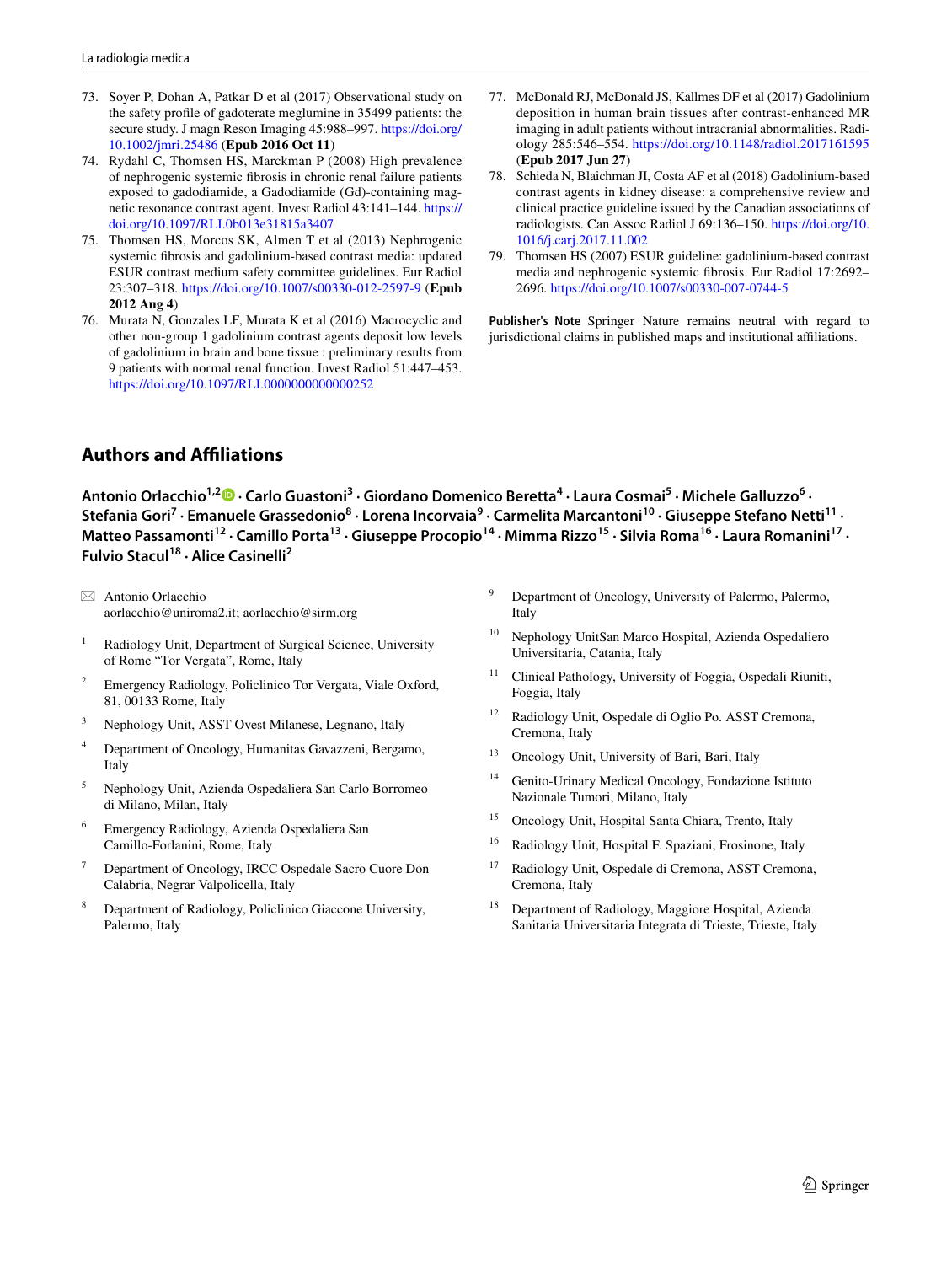73. Soyer P, Dohan A, Patkar D et al (2017) Observational study on the safety profile of gadoterate meglumine in 35499 patients: the secure study. J magn Reson Imaging 45:988–997. https://doi.org/10.1002/jmri.25486 (**Epub 2016 Oct 11**)
74. Rydahl C, Thomsen HS, Marckman P (2008) High prevalence of nephrogenic systemic fibrosis in chronic renal failure patients exposed to gadodiamide, a Gadodiamide (Gd)-containing magnetic resonance contrast agent. Invest Radiol 43:141–144. https://doi.org/10.1097/RLI.0b013e31815a3407
75. Thomsen HS, Morcos SK, Almen T et al (2013) Nephrogenic systemic fibrosis and gadolinium-based contrast media: updated ESUR contrast medium safety committee guidelines. Eur Radiol 23:307–318. https://doi.org/10.1007/s00330-012-2597-9 (**Epub 2012 Aug 4**)
76. Murata N, Gonzales LF, Murata K et al (2016) Macrocyclic and other non-group 1 gadolinium contrast agents deposit low levels of gadolinium in brain and bone tissue : preliminary results from 9 patients with normal renal function. Invest Radiol 51:447–453. https://doi.org/10.1097/RLI.0000000000000252
77. McDonald RJ, McDonald JS, Kallmes DF et al (2017) Gadolinium deposition in human brain tissues after contrast-enhanced MR imaging in adult patients without intracranial abnormalities. Radiology 285:546–554. https://doi.org/10.1148/radiol.2017161595 (**Epub 2017 Jun 27**)
78. Schieda N, Blaichman JI, Costa AF et al (2018) Gadolinium-based contrast agents in kidney disease: a comprehensive review and clinical practice guideline issued by the Canadian associations of radiologists. Can Assoc Radiol J 69:136–150. https://doi.org/10.1016/j.carj.2017.11.002
79. Thomsen HS (2007) ESUR guideline: gadolinium-based contrast media and nephrogenic systemic fibrosis. Eur Radiol 17:2692–2696. https://doi.org/10.1007/s00330-007-0744-5

**Publisher's Note** Springer Nature remains neutral with regard to jurisdictional claims in published maps and institutional affiliations.

## Authors and Affiliations

**Antonio Orlacchio[1,2] · Carlo Guastoni[3] · Giordano Domenico Beretta[4] · Laura Cosmai[5] · Michele Galluzzo[6] · Stefania Gori[7] · Emanuele Grassedonio[8] · Lorena Incorvaia[9] · Carmelita Marcantoni[10] · Giuseppe Stefano Netti[11] · Matteo Passamonti[12] · Camillo Porta[13] · Giuseppe Procopio[14] · Mimma Rizzo[15] · Silvia Roma[16] · Laura Romanini[17] · Fulvio Stacul[18] · Alice Casinelli[2]**

✉ Antonio Orlacchio
aorlacchio@uniroma2.it; aorlacchio@sirm.org

[1] Radiology Unit, Department of Surgical Science, University of Rome "Tor Vergata", Rome, Italy

[2] Emergency Radiology, Policlinico Tor Vergata, Viale Oxford, 81, 00133 Rome, Italy

[3] Nephology Unit, ASST Ovest Milanese, Legnano, Italy

[4] Department of Oncology, Humanitas Gavazzeni, Bergamo, Italy

[5] Nephology Unit, Azienda Ospedaliera San Carlo Borromeo di Milano, Milan, Italy

[6] Emergency Radiology, Azienda Ospedaliera San Camillo-Forlanini, Rome, Italy

[7] Department of Oncology, IRCC Ospedale Sacro Cuore Don Calabria, Negrar Valpolicella, Italy

[8] Department of Radiology, Policlinico Giaccone University, Palermo, Italy

[9] Department of Oncology, University of Palermo, Palermo, Italy

[10] Nephology UnitSan Marco Hospital, Azienda Ospedaliero Universitaria, Catania, Italy

[11] Clinical Pathology, University of Foggia, Ospedali Riuniti, Foggia, Italy

[12] Radiology Unit, Ospedale di Oglio Po. ASST Cremona, Cremona, Italy

[13] Oncology Unit, University of Bari, Bari, Italy

[14] Genito-Urinary Medical Oncology, Fondazione Istituto Nazionale Tumori, Milano, Italy

[15] Oncology Unit, Hospital Santa Chiara, Trento, Italy

[16] Radiology Unit, Hospital F. Spaziani, Frosinone, Italy

[17] Radiology Unit, Ospedale di Cremona, ASST Cremona, Cremona, Italy

[18] Department of Radiology, Maggiore Hospital, Azienda Sanitaria Universitaria Integrata di Trieste, Trieste, Italy